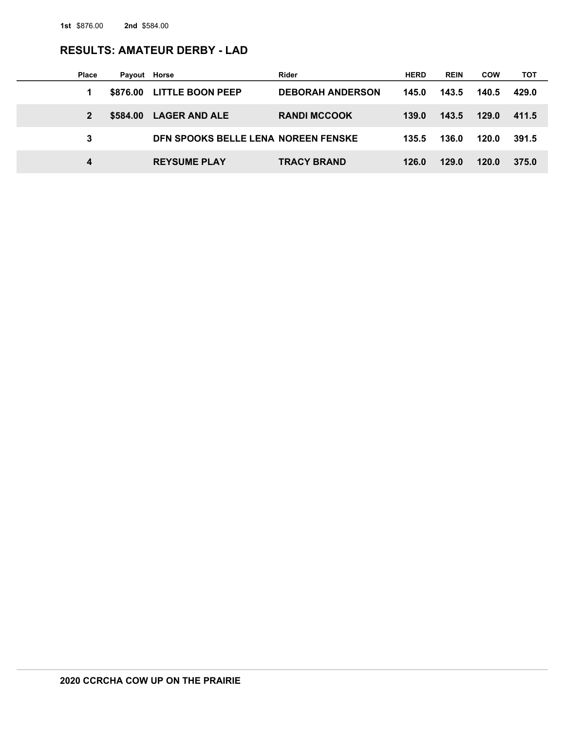**1st** $876.00 **2nd** $584.00

## RESULTS: AMATEUR DERBY - LAD

| Place | Payout | Horse | Rider | HERD | REIN | COW | TOT |
|---|---|---|---|---|---|---|---|
| 1 | $876.00 | LITTLE BOON PEEP | DEBORAH ANDERSON | 145.0 | 143.5 | 140.5 | 429.0 |
| 2 | $584.00 | LAGER AND ALE | RANDI MCCOOK | 139.0 | 143.5 | 129.0 | 411.5 |
| 3 | | DFN SPOOKS BELLE LENA | NOREEN FENSKE | 135.5 | 136.0 | 120.0 | 391.5 |
| 4 | | REYSUME PLAY | TRACY BRAND | 126.0 | 129.0 | 120.0 | 375.0 |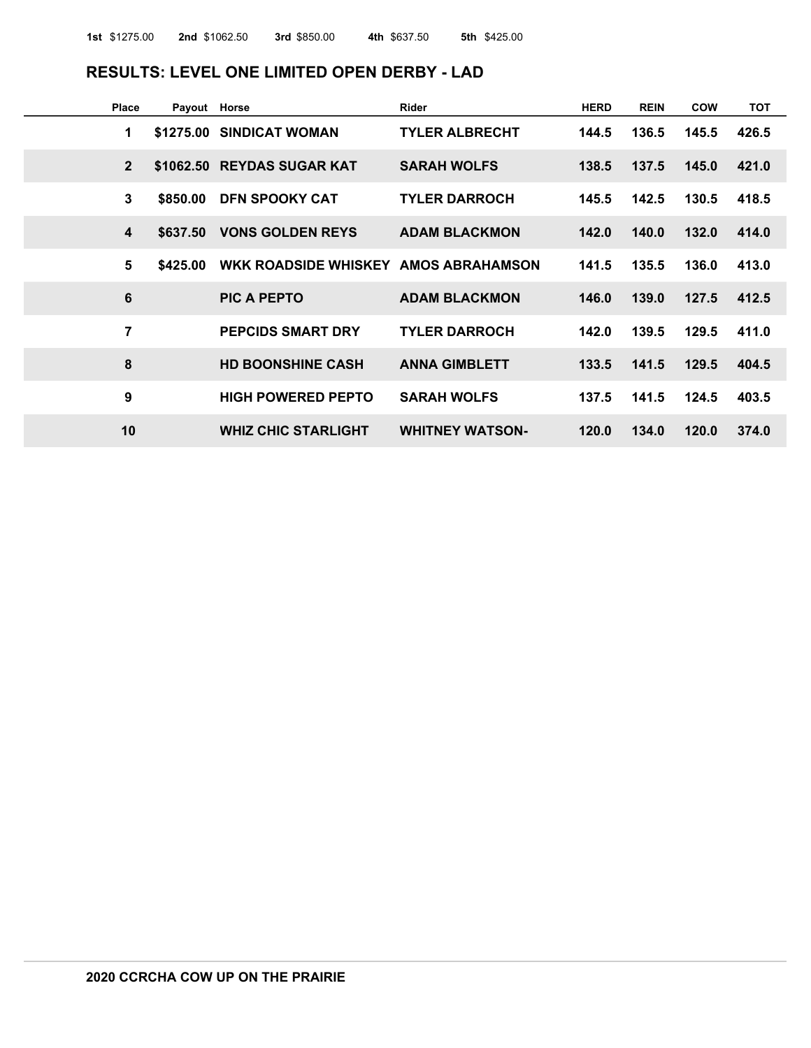**1st** $1275.00 **2nd** $1062.50 **3rd** $850.00 **4th** $637.50 **5th** $425.00

## RESULTS: LEVEL ONE LIMITED OPEN DERBY - LAD

| Place | Payout | Horse | Rider | HERD | REIN | COW | TOT |
|---|---|---|---|---|---|---|---|
| 1 | $1275.00 | SINDICAT WOMAN | TYLER ALBRECHT | 144.5 | 136.5 | 145.5 | 426.5 |
| 2 | $1062.50 | REYDAS SUGAR KAT | SARAH WOLFS | 138.5 | 137.5 | 145.0 | 421.0 |
| 3 | $850.00 | DFN SPOOKY CAT | TYLER DARROCH | 145.5 | 142.5 | 130.5 | 418.5 |
| 4 | $637.50 | VONS GOLDEN REYS | ADAM BLACKMON | 142.0 | 140.0 | 132.0 | 414.0 |
| 5 | $425.00 | WKK ROADSIDE WHISKEY | AMOS ABRAHAMSON | 141.5 | 135.5 | 136.0 | 413.0 |
| 6 | | PIC A PEPTO | ADAM BLACKMON | 146.0 | 139.0 | 127.5 | 412.5 |
| 7 | | PEPCIDS SMART DRY | TYLER DARROCH | 142.0 | 139.5 | 129.5 | 411.0 |
| 8 | | HD BOONSHINE CASH | ANNA GIMBLETT | 133.5 | 141.5 | 129.5 | 404.5 |
| 9 | | HIGH POWERED PEPTO | SARAH WOLFS | 137.5 | 141.5 | 124.5 | 403.5 |
| 10 | | WHIZ CHIC STARLIGHT | WHITNEY WATSON- | 120.0 | 134.0 | 120.0 | 374.0 |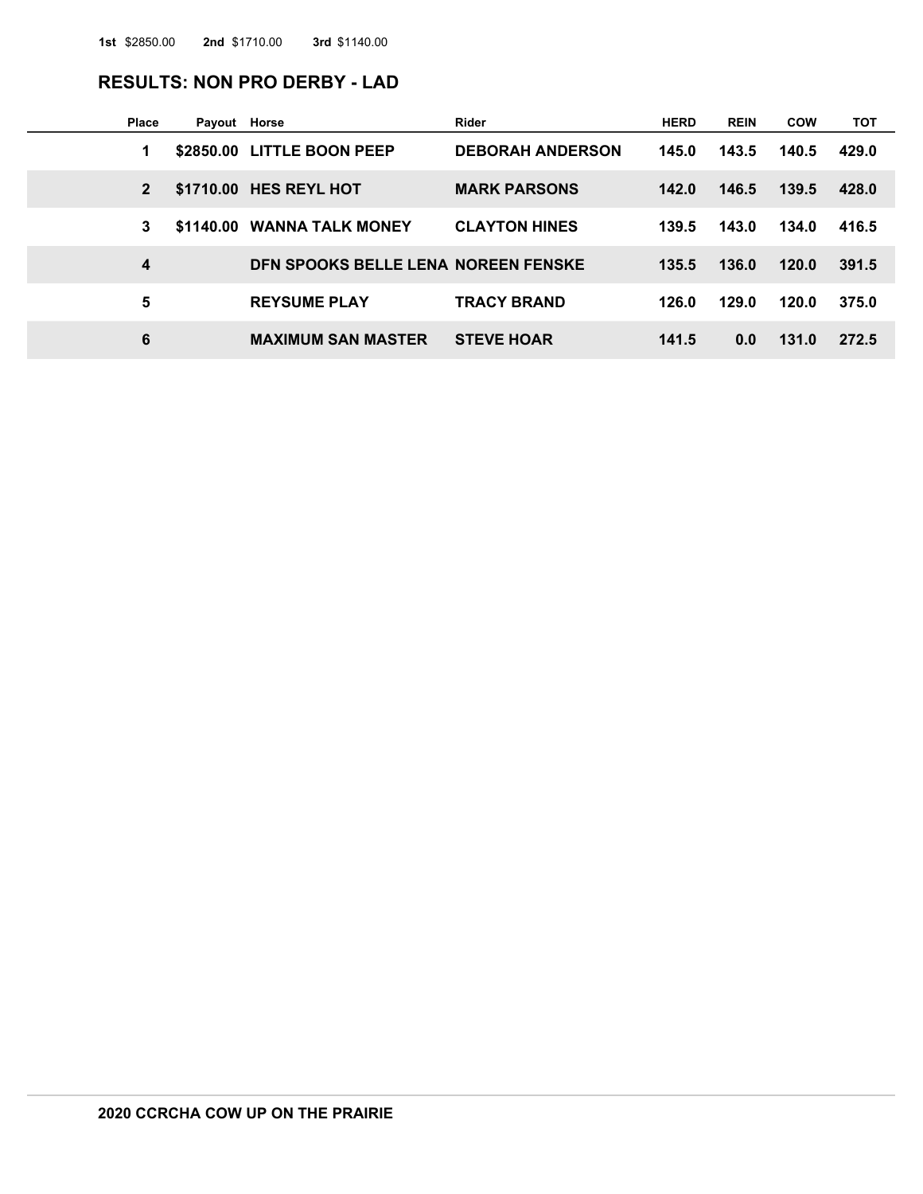**1st** $2850.00 **2nd** $1710.00 **3rd** $1140.00

## RESULTS: NON PRO DERBY - LAD

| Place | Payout | Horse | Rider | HERD | REIN | COW | TOT |
|---|---|---|---|---|---|---|---|
| 1 | $2850.00 | LITTLE BOON PEEP | DEBORAH ANDERSON | 145.0 | 143.5 | 140.5 | 429.0 |
| 2 | $1710.00 | HES REYL HOT | MARK PARSONS | 142.0 | 146.5 | 139.5 | 428.0 |
| 3 | $1140.00 | WANNA TALK MONEY | CLAYTON HINES | 139.5 | 143.0 | 134.0 | 416.5 |
| 4 | | DFN SPOOKS BELLE LENA | NOREEN FENSKE | 135.5 | 136.0 | 120.0 | 391.5 |
| 5 | | REYSUME PLAY | TRACY BRAND | 126.0 | 129.0 | 120.0 | 375.0 |
| 6 | | MAXIMUM SAN MASTER | STEVE HOAR | 141.5 | 0.0 | 131.0 | 272.5 |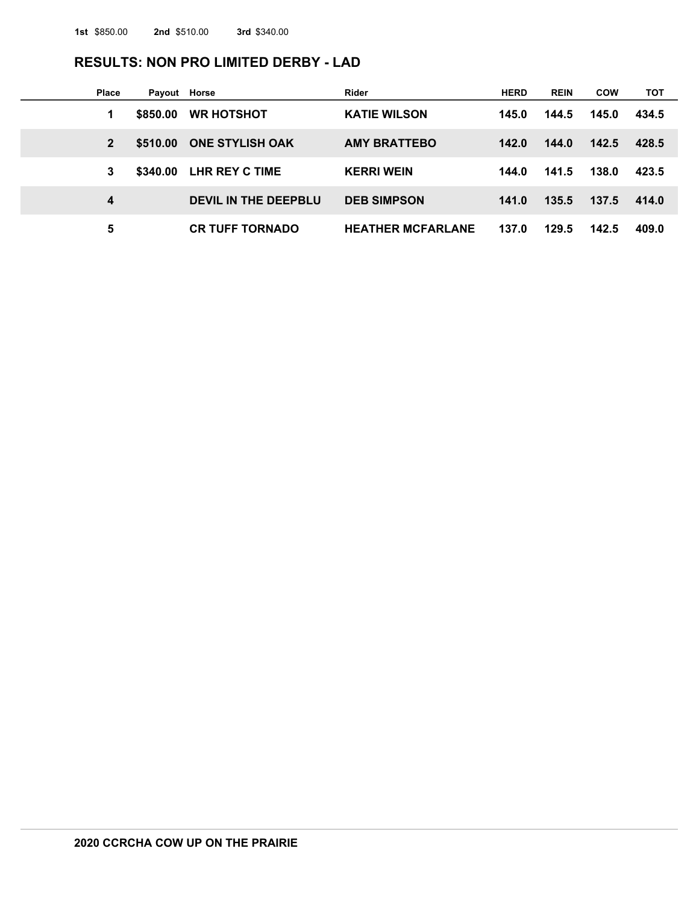**1st** $850.00 **2nd** $510.00 **3rd** $340.00

## RESULTS: NON PRO LIMITED DERBY - LAD

| Place | Payout | Horse | Rider | HERD | REIN | COW | TOT |
|---|---|---|---|---|---|---|---|
| 1 | $850.00 | WR HOTSHOT | KATIE WILSON | 145.0 | 144.5 | 145.0 | 434.5 |
| 2 | $510.00 | ONE STYLISH OAK | AMY BRATTEBO | 142.0 | 144.0 | 142.5 | 428.5 |
| 3 | $340.00 | LHR REY C TIME | KERRI WEIN | 144.0 | 141.5 | 138.0 | 423.5 |
| 4 | | DEVIL IN THE DEEPBLU | DEB SIMPSON | 141.0 | 135.5 | 137.5 | 414.0 |
| 5 | | CR TUFF TORNADO | HEATHER MCFARLANE | 137.0 | 129.5 | 142.5 | 409.0 |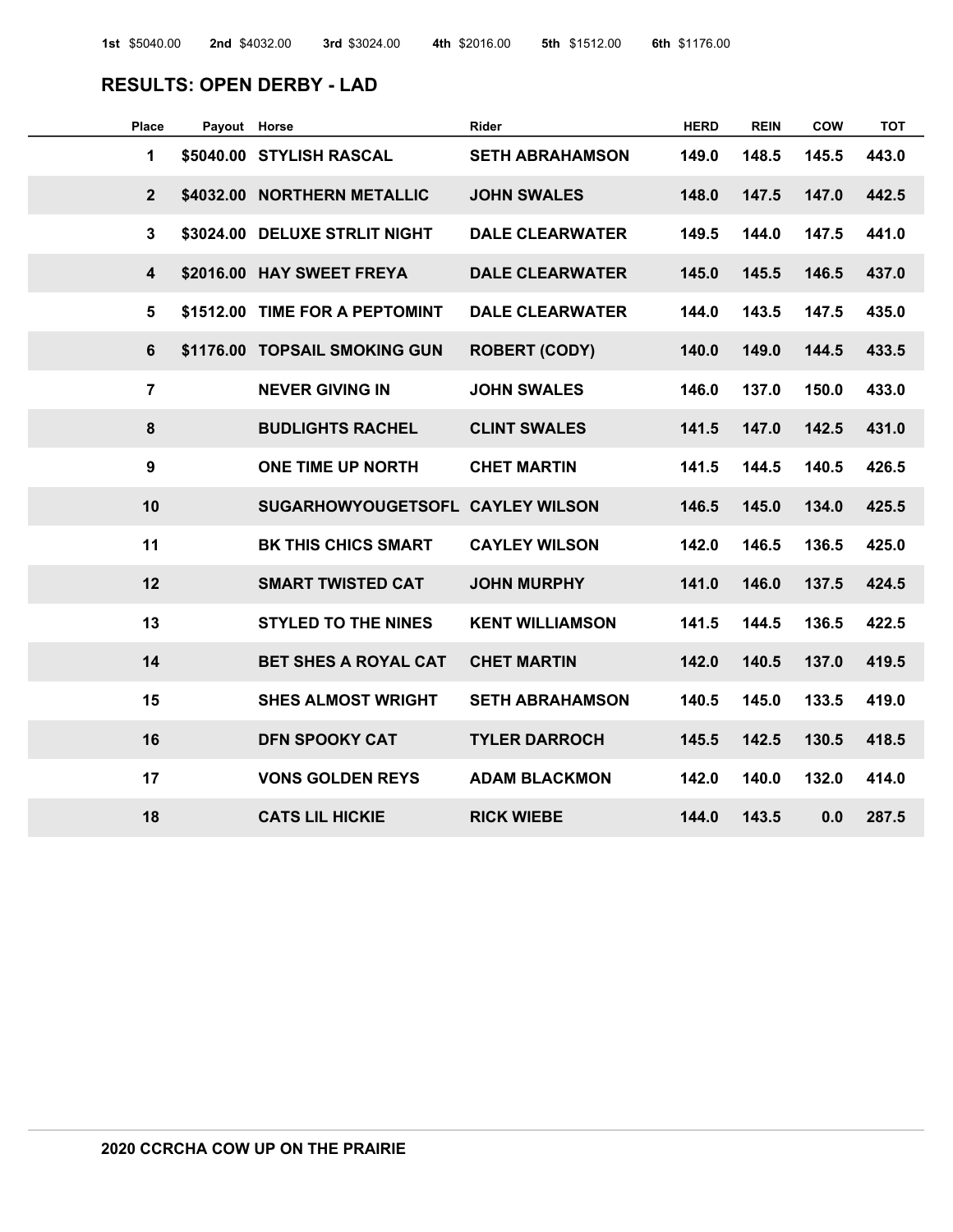**1st** $5040.00 **2nd** $4032.00 **3rd** $3024.00 **4th** $2016.00 **5th** $1512.00 **6th** $1176.00

## RESULTS: OPEN DERBY - LAD

| Place | Payout | Horse | Rider | HERD | REIN | COW | TOT |
|---|---|---|---|---|---|---|---|
| 1 | $5040.00 | STYLISH RASCAL | SETH ABRAHAMSON | 149.0 | 148.5 | 145.5 | 443.0 |
| 2 | $4032.00 | NORTHERN METALLIC | JOHN SWALES | 148.0 | 147.5 | 147.0 | 442.5 |
| 3 | $3024.00 | DELUXE STRLIT NIGHT | DALE CLEARWATER | 149.5 | 144.0 | 147.5 | 441.0 |
| 4 | $2016.00 | HAY SWEET FREYA | DALE CLEARWATER | 145.0 | 145.5 | 146.5 | 437.0 |
| 5 | $1512.00 | TIME FOR A PEPTOMINT | DALE CLEARWATER | 144.0 | 143.5 | 147.5 | 435.0 |
| 6 | $1176.00 | TOPSAIL SMOKING GUN | ROBERT (CODY) | 140.0 | 149.0 | 144.5 | 433.5 |
| 7 | | NEVER GIVING IN | JOHN SWALES | 146.0 | 137.0 | 150.0 | 433.0 |
| 8 | | BUDLIGHTS RACHEL | CLINT SWALES | 141.5 | 147.0 | 142.5 | 431.0 |
| 9 | | ONE TIME UP NORTH | CHET MARTIN | 141.5 | 144.5 | 140.5 | 426.5 |
| 10 | | SUGARHOWYOUGETSOFL | CAYLEY WILSON | 146.5 | 145.0 | 134.0 | 425.5 |
| 11 | | BK THIS CHICS SMART | CAYLEY WILSON | 142.0 | 146.5 | 136.5 | 425.0 |
| 12 | | SMART TWISTED CAT | JOHN MURPHY | 141.0 | 146.0 | 137.5 | 424.5 |
| 13 | | STYLED TO THE NINES | KENT WILLIAMSON | 141.5 | 144.5 | 136.5 | 422.5 |
| 14 | | BET SHES A ROYAL CAT | CHET MARTIN | 142.0 | 140.5 | 137.0 | 419.5 |
| 15 | | SHES ALMOST WRIGHT | SETH ABRAHAMSON | 140.5 | 145.0 | 133.5 | 419.0 |
| 16 | | DFN SPOOKY CAT | TYLER DARROCH | 145.5 | 142.5 | 130.5 | 418.5 |
| 17 | | VONS GOLDEN REYS | ADAM BLACKMON | 142.0 | 140.0 | 132.0 | 414.0 |
| 18 | | CATS LIL HICKIE | RICK WIEBE | 144.0 | 143.5 | 0.0 | 287.5 |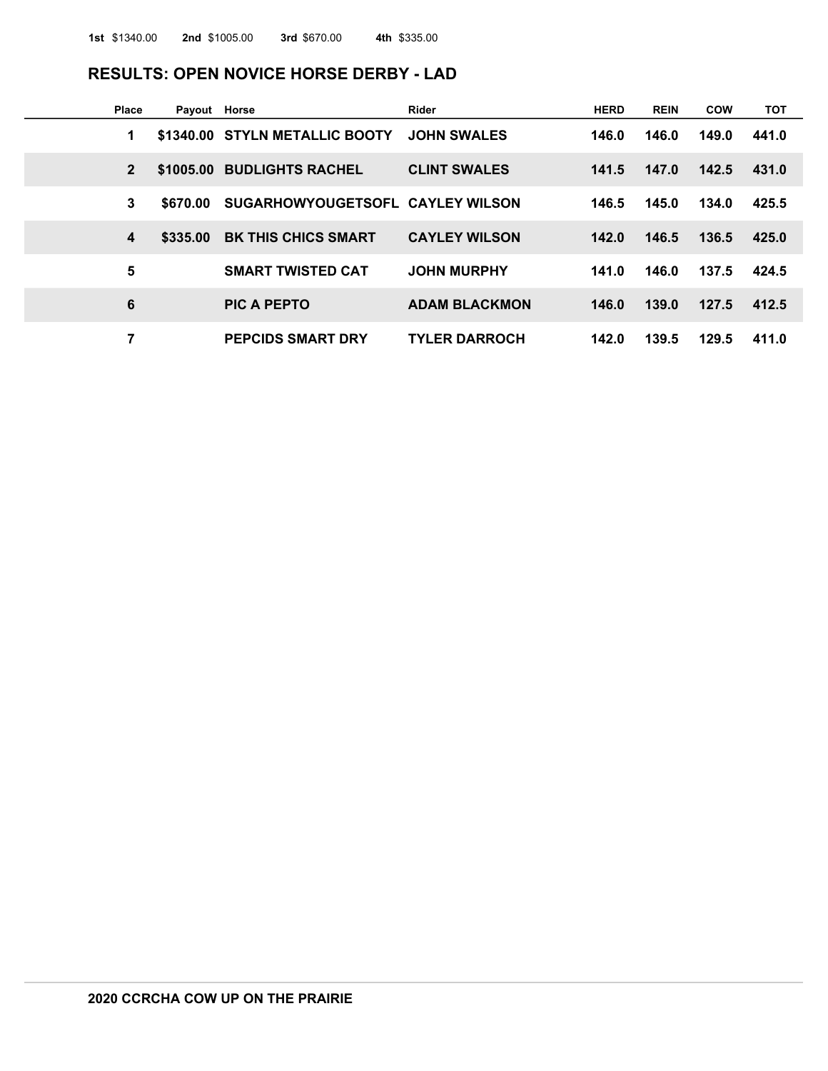**1st** $1340.00 **2nd** $1005.00 **3rd** $670.00 **4th** $335.00

## RESULTS: OPEN NOVICE HORSE DERBY - LAD

| Place | Payout | Horse | Rider | HERD | REIN | COW | TOT |
|---|---|---|---|---|---|---|---|
| 1 | $1340.00 | STYLN METALLIC BOOTY | JOHN SWALES | 146.0 | 146.0 | 149.0 | 441.0 |
| 2 | $1005.00 | BUDLIGHTS RACHEL | CLINT SWALES | 141.5 | 147.0 | 142.5 | 431.0 |
| 3 | $670.00 | SUGARHOWYOUGETSOFL | CAYLEY WILSON | 146.5 | 145.0 | 134.0 | 425.5 |
| 4 | $335.00 | BK THIS CHICS SMART | CAYLEY WILSON | 142.0 | 146.5 | 136.5 | 425.0 |
| 5 | | SMART TWISTED CAT | JOHN MURPHY | 141.0 | 146.0 | 137.5 | 424.5 |
| 6 | | PIC A PEPTO | ADAM BLACKMON | 146.0 | 139.0 | 127.5 | 412.5 |
| 7 | | PEPCIDS SMART DRY | TYLER DARROCH | 142.0 | 139.5 | 129.5 | 411.0 |